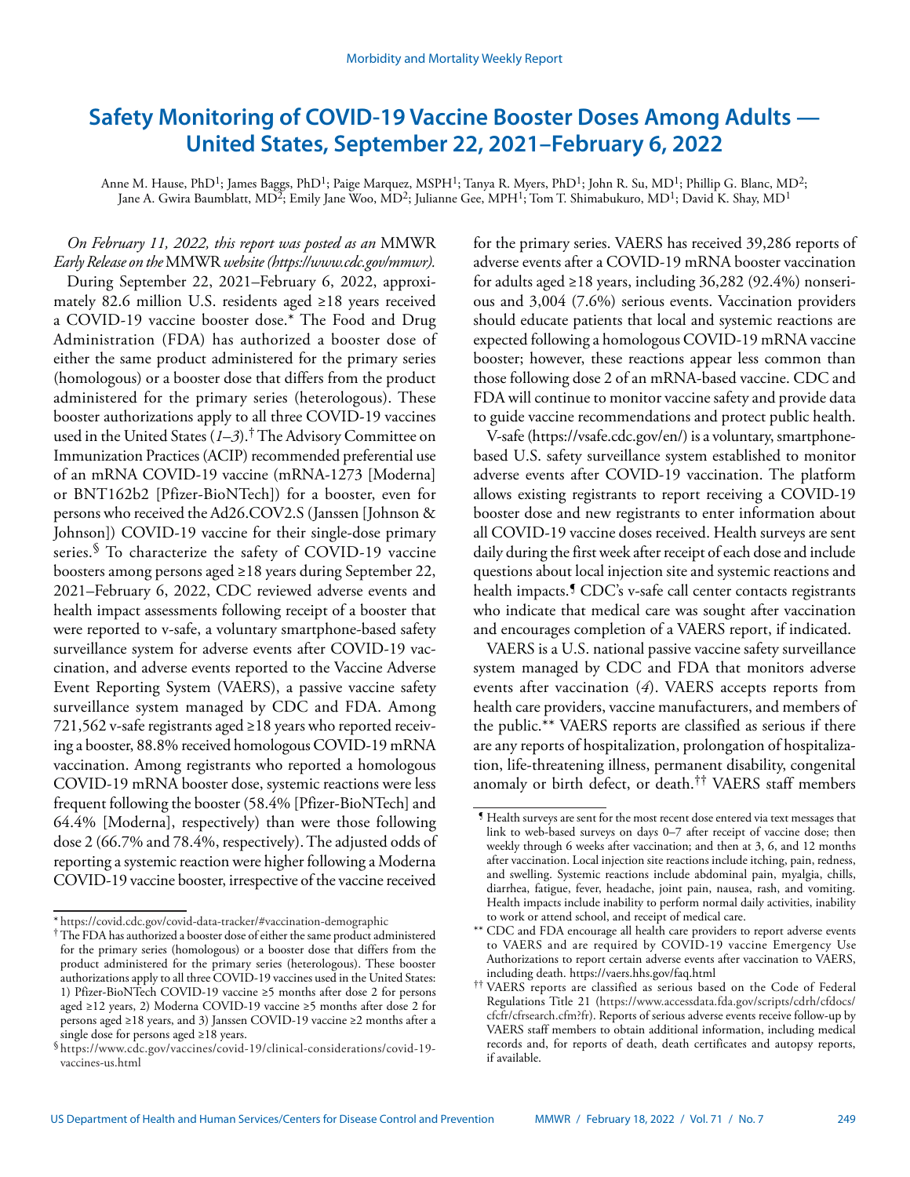# Safety Monitoring of COVID-19 Vaccine Booster Doses Among Adults — United States, September 22, 2021–February 6, 2022

Anne M. Hause, PhD[1]; James Baggs, PhD[1]; Paige Marquez, MSPH[1]; Tanya R. Myers, PhD[1]; John R. Su, MD[1]; Phillip G. Blanc, MD[2]; Jane A. Gwira Baumblatt, MD[2]; Emily Jane Woo, MD[2]; Julianne Gee, MPH[1]; Tom T. Shimabukuro, MD[1]; David K. Shay, MD[1]

*On February 11, 2022, this report was posted as an* MMWR *Early Release on the* MMWR *website (https://www.cdc.gov/mmwr).*

During September 22, 2021–February 6, 2022, approximately 82.6 million U.S. residents aged ≥18 years received a COVID-19 vaccine booster dose.* The Food and Drug Administration (FDA) has authorized a booster dose of either the same product administered for the primary series (homologous) or a booster dose that differs from the product administered for the primary series (heterologous). These booster authorizations apply to all three COVID-19 vaccines used in the United States (*1–3*).† The Advisory Committee on Immunization Practices (ACIP) recommended preferential use of an mRNA COVID-19 vaccine (mRNA-1273 [Moderna] or BNT162b2 [Pfizer-BioNTech]) for a booster, even for persons who received the Ad26.COV2.S (Janssen [Johnson & Johnson]) COVID-19 vaccine for their single-dose primary series.§ To characterize the safety of COVID-19 vaccine boosters among persons aged ≥18 years during September 22, 2021–February 6, 2022, CDC reviewed adverse events and health impact assessments following receipt of a booster that were reported to v-safe, a voluntary smartphone-based safety surveillance system for adverse events after COVID-19 vaccination, and adverse events reported to the Vaccine Adverse Event Reporting System (VAERS), a passive vaccine safety surveillance system managed by CDC and FDA. Among 721,562 v-safe registrants aged ≥18 years who reported receiving a booster, 88.8% received homologous COVID-19 mRNA vaccination. Among registrants who reported a homologous COVID-19 mRNA booster dose, systemic reactions were less frequent following the booster (58.4% [Pfizer-BioNTech] and 64.4% [Moderna], respectively) than were those following dose 2 (66.7% and 78.4%, respectively). The adjusted odds of reporting a systemic reaction were higher following a Moderna COVID-19 vaccine booster, irrespective of the vaccine received for the primary series. VAERS has received 39,286 reports of adverse events after a COVID-19 mRNA booster vaccination for adults aged ≥18 years, including 36,282 (92.4%) nonserious and 3,004 (7.6%) serious events. Vaccination providers should educate patients that local and systemic reactions are expected following a homologous COVID-19 mRNA vaccine booster; however, these reactions appear less common than those following dose 2 of an mRNA-based vaccine. CDC and FDA will continue to monitor vaccine safety and provide data to guide vaccine recommendations and protect public health.

V-safe (https://vsafe.cdc.gov/en/) is a voluntary, smartphone-based U.S. safety surveillance system established to monitor adverse events after COVID-19 vaccination. The platform allows existing registrants to report receiving a COVID-19 booster dose and new registrants to enter information about all COVID-19 vaccine doses received. Health surveys are sent daily during the first week after receipt of each dose and include questions about local injection site and systemic reactions and health impacts.¶ CDC's v-safe call center contacts registrants who indicate that medical care was sought after vaccination and encourages completion of a VAERS report, if indicated.

VAERS is a U.S. national passive vaccine safety surveillance system managed by CDC and FDA that monitors adverse events after vaccination (*4*). VAERS accepts reports from health care providers, vaccine manufacturers, and members of the public.** VAERS reports are classified as serious if there are any reports of hospitalization, prolongation of hospitalization, life-threatening illness, permanent disability, congenital anomaly or birth defect, or death.†† VAERS staff members

---

\* https://covid.cdc.gov/covid-data-tracker/#vaccination-demographic

† The FDA has authorized a booster dose of either the same product administered for the primary series (homologous) or a booster dose that differs from the product administered for the primary series (heterologous). These booster authorizations apply to all three COVID-19 vaccines used in the United States: 1) Pfizer-BioNTech COVID-19 vaccine ≥5 months after dose 2 for persons aged ≥12 years, 2) Moderna COVID-19 vaccine ≥5 months after dose 2 for persons aged ≥18 years, and 3) Janssen COVID-19 vaccine ≥2 months after a single dose for persons aged ≥18 years.

§ https://www.cdc.gov/vaccines/covid-19/clinical-considerations/covid-19-vaccines-us.html

¶ Health surveys are sent for the most recent dose entered via text messages that link to web-based surveys on days 0–7 after receipt of vaccine dose; then weekly through 6 weeks after vaccination; and then at 3, 6, and 12 months after vaccination. Local injection site reactions include itching, pain, redness, and swelling. Systemic reactions include abdominal pain, myalgia, chills, diarrhea, fatigue, fever, headache, joint pain, nausea, rash, and vomiting. Health impacts include inability to perform normal daily activities, inability to work or attend school, and receipt of medical care.

\*\* CDC and FDA encourage all health care providers to report adverse events to VAERS and are required by COVID-19 vaccine Emergency Use Authorizations to report certain adverse events after vaccination to VAERS, including death. https://vaers.hhs.gov/faq.html

†† VAERS reports are classified as serious based on the Code of Federal Regulations Title 21 (https://www.accessdata.fda.gov/scripts/cdrh/cfdocs/cfcfr/cfrsearch.cfm?fr). Reports of serious adverse events receive follow-up by VAERS staff members to obtain additional information, including medical records and, for reports of death, death certificates and autopsy reports, if available.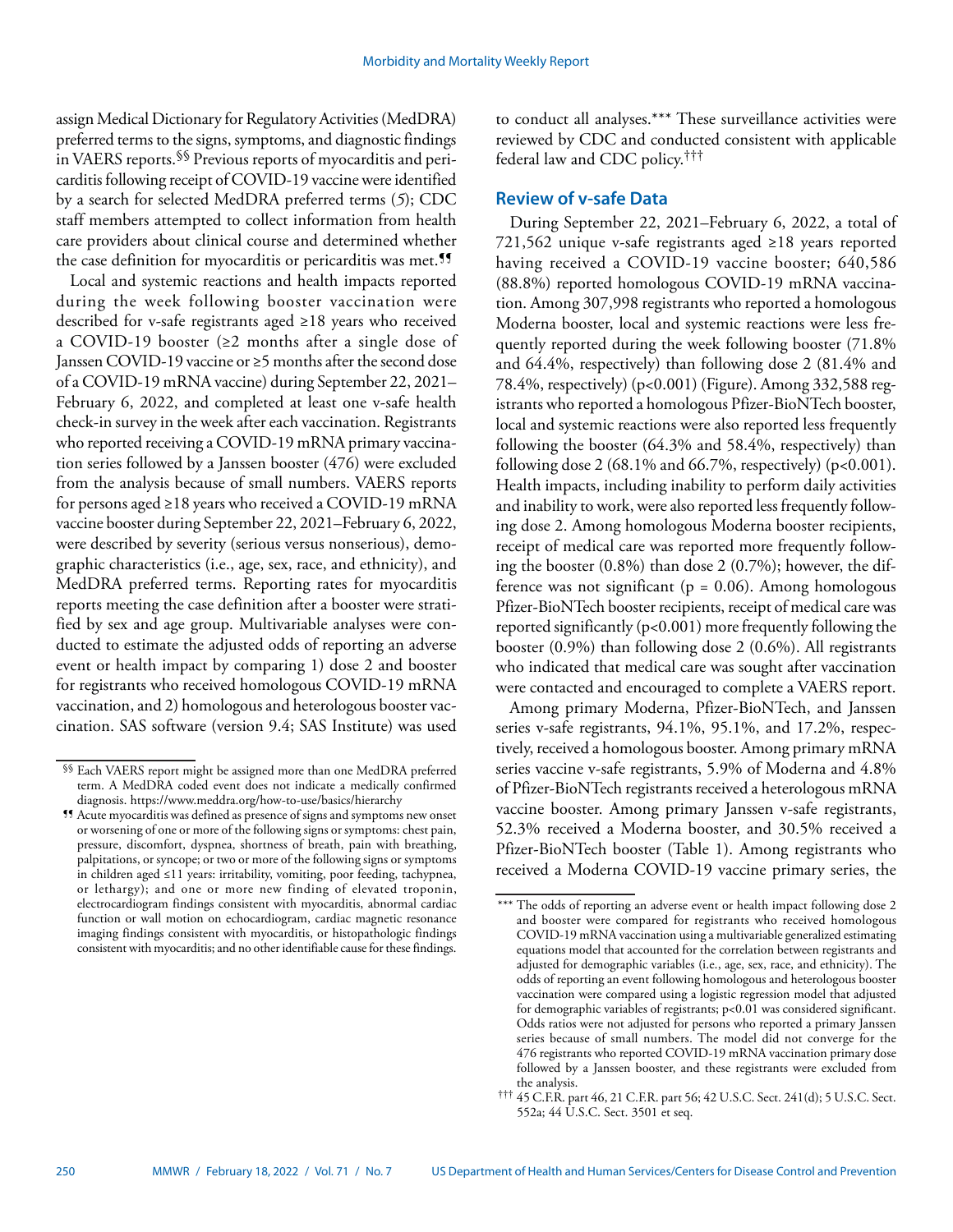assign Medical Dictionary for Regulatory Activities (MedDRA) preferred terms to the signs, symptoms, and diagnostic findings in VAERS reports.[§§] Previous reports of myocarditis and pericarditis following receipt of COVID-19 vaccine were identified by a search for selected MedDRA preferred terms (*5*); CDC staff members attempted to collect information from health care providers about clinical course and determined whether the case definition for myocarditis or pericarditis was met.[¶¶]

Local and systemic reactions and health impacts reported during the week following booster vaccination were described for v-safe registrants aged ≥18 years who received a COVID-19 booster (≥2 months after a single dose of Janssen COVID-19 vaccine or ≥5 months after the second dose of a COVID-19 mRNA vaccine) during September 22, 2021–February 6, 2022, and completed at least one v-safe health check-in survey in the week after each vaccination. Registrants who reported receiving a COVID-19 mRNA primary vaccination series followed by a Janssen booster (476) were excluded from the analysis because of small numbers. VAERS reports for persons aged ≥18 years who received a COVID-19 mRNA vaccine booster during September 22, 2021–February 6, 2022, were described by severity (serious versus nonserious), demographic characteristics (i.e., age, sex, race, and ethnicity), and MedDRA preferred terms. Reporting rates for myocarditis reports meeting the case definition after a booster were stratified by sex and age group. Multivariable analyses were conducted to estimate the adjusted odds of reporting an adverse event or health impact by comparing 1) dose 2 and booster for registrants who received homologous COVID-19 mRNA vaccination, and 2) homologous and heterologous booster vaccination. SAS software (version 9.4; SAS Institute) was used to conduct all analyses.[***] These surveillance activities were reviewed by CDC and conducted consistent with applicable federal law and CDC policy.[†††]

## Review of v-safe Data

During September 22, 2021–February 6, 2022, a total of 721,562 unique v-safe registrants aged ≥18 years reported having received a COVID-19 vaccine booster; 640,586 (88.8%) reported homologous COVID-19 mRNA vaccination. Among 307,998 registrants who reported a homologous Moderna booster, local and systemic reactions were less frequently reported during the week following booster (71.8% and 64.4%, respectively) than following dose 2 (81.4% and 78.4%, respectively) ($p<0.001$) (Figure). Among 332,588 registrants who reported a homologous Pfizer-BioNTech booster, local and systemic reactions were also reported less frequently following the booster (64.3% and 58.4%, respectively) than following dose 2 (68.1% and 66.7%, respectively) ($p<0.001$). Health impacts, including inability to perform daily activities and inability to work, were also reported less frequently following dose 2. Among homologous Moderna booster recipients, receipt of medical care was reported more frequently following the booster (0.8%) than dose 2 (0.7%); however, the difference was not significant ($p = 0.06$). Among homologous Pfizer-BioNTech booster recipients, receipt of medical care was reported significantly ($p<0.001$) more frequently following the booster (0.9%) than following dose 2 (0.6%). All registrants who indicated that medical care was sought after vaccination were contacted and encouraged to complete a VAERS report.

Among primary Moderna, Pfizer-BioNTech, and Janssen series v-safe registrants, 94.1%, 95.1%, and 17.2%, respectively, received a homologous booster. Among primary mRNA series vaccine v-safe registrants, 5.9% of Moderna and 4.8% of Pfizer-BioNTech registrants received a heterologous mRNA vaccine booster. Among primary Janssen v-safe registrants, 52.3% received a Moderna booster, and 30.5% received a Pfizer-BioNTech booster (Table 1). Among registrants who received a Moderna COVID-19 vaccine primary series, the

---

[§§] Each VAERS report might be assigned more than one MedDRA preferred term. A MedDRA coded event does not indicate a medically confirmed diagnosis. https://www.meddra.org/how-to-use/basics/hierarchy

[¶¶] Acute myocarditis was defined as presence of signs and symptoms new onset or worsening of one or more of the following signs or symptoms: chest pain, pressure, discomfort, dyspnea, shortness of breath, pain with breathing, palpitations, or syncope; or two or more of the following signs or symptoms in children aged ≤11 years: irritability, vomiting, poor feeding, tachypnea, or lethargy); and one or more new finding of elevated troponin, electrocardiogram findings consistent with myocarditis, abnormal cardiac function or wall motion on echocardiogram, cardiac magnetic resonance imaging findings consistent with myocarditis, or histopathologic findings consistent with myocarditis; and no other identifiable cause for these findings.

[***] The odds of reporting an adverse event or health impact following dose 2 and booster were compared for registrants who received homologous COVID-19 mRNA vaccination using a multivariable generalized estimating equations model that accounted for the correlation between registrants and adjusted for demographic variables (i.e., age, sex, race, and ethnicity). The odds of reporting an event following homologous and heterologous booster vaccination were compared using a logistic regression model that adjusted for demographic variables of registrants; $p<0.01$ was considered significant. Odds ratios were not adjusted for persons who reported a primary Janssen series because of small numbers. The model did not converge for the 476 registrants who reported COVID-19 mRNA vaccination primary dose followed by a Janssen booster, and these registrants were excluded from the analysis.

[†††] 45 C.F.R. part 46, 21 C.F.R. part 56; 42 U.S.C. Sect. 241(d); 5 U.S.C. Sect. 552a; 44 U.S.C. Sect. 3501 et seq.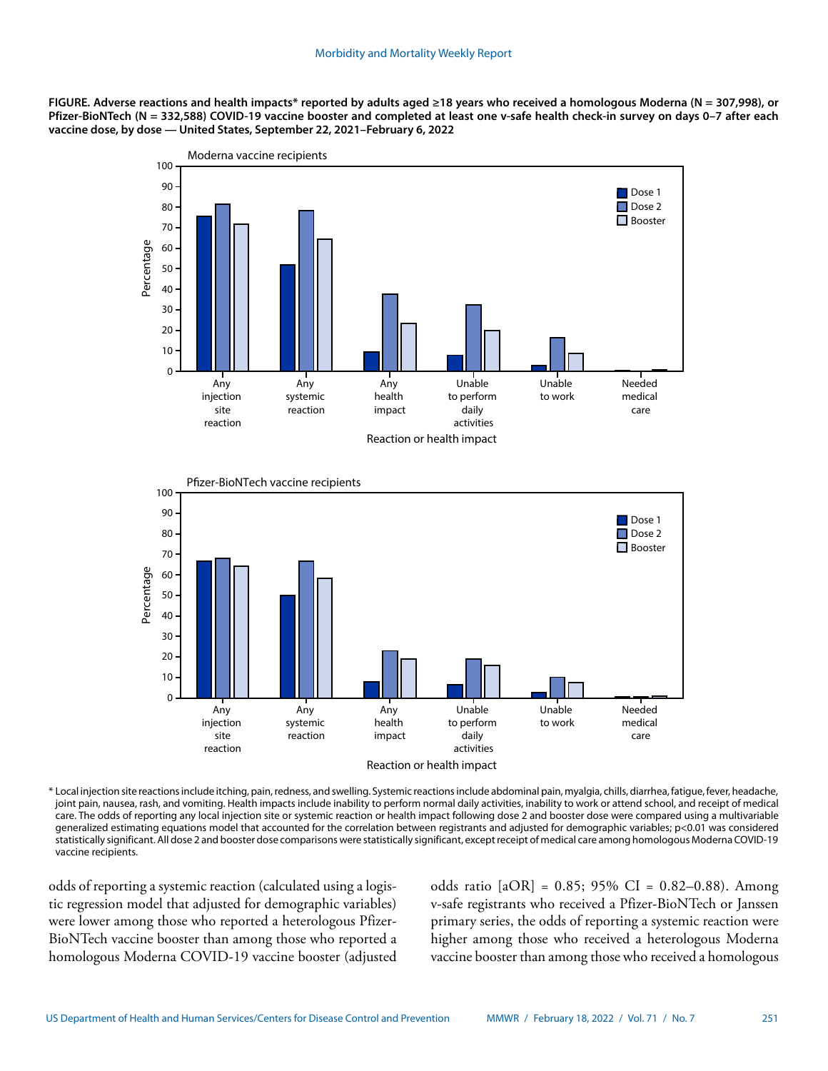**FIGURE. Adverse reactions and health impacts* reported by adults aged ≥18 years who received a homologous Moderna (N = 307,998), or Pfizer-BioNTech (N = 332,588) COVID-19 vaccine booster and completed at least one v-safe health check-in survey on days 0–7 after each vaccine dose, by dose — United States, September 22, 2021–February 6, 2022**

Moderna vaccine recipients

Percentage

Dose 1
Dose 2
Booster

Any injection site reaction | Any systemic reaction | Any health impact | Unable to perform daily activities | Unable to work | Needed medical care

Reaction or health impact

Pfizer-BioNTech vaccine recipients

Percentage

Dose 1
Dose 2
Booster

Any injection site reaction | Any systemic reaction | Any health impact | Unable to perform daily activities | Unable to work | Needed medical care

Reaction or health impact

\* Local injection site reactions include itching, pain, redness, and swelling. Systemic reactions include abdominal pain, myalgia, chills, diarrhea, fatigue, fever, headache, joint pain, nausea, rash, and vomiting. Health impacts include inability to perform normal daily activities, inability to work or attend school, and receipt of medical care. The odds of reporting any local injection site or systemic reaction or health impact following dose 2 and booster dose were compared using a multivariable generalized estimating equations model that accounted for the correlation between registrants and adjusted for demographic variables; p<0.01 was considered statistically significant. All dose 2 and booster dose comparisons were statistically significant, except receipt of medical care among homologous Moderna COVID-19 vaccine recipients.

odds of reporting a systemic reaction (calculated using a logistic regression model that adjusted for demographic variables) were lower among those who reported a heterologous Pfizer-BioNTech vaccine booster than among those who reported a homologous Moderna COVID-19 vaccine booster (adjusted odds ratio [aOR] = 0.85; 95% CI = 0.82–0.88). Among v-safe registrants who received a Pfizer-BioNTech or Janssen primary series, the odds of reporting a systemic reaction were higher among those who received a heterologous Moderna vaccine booster than among those who received a homologous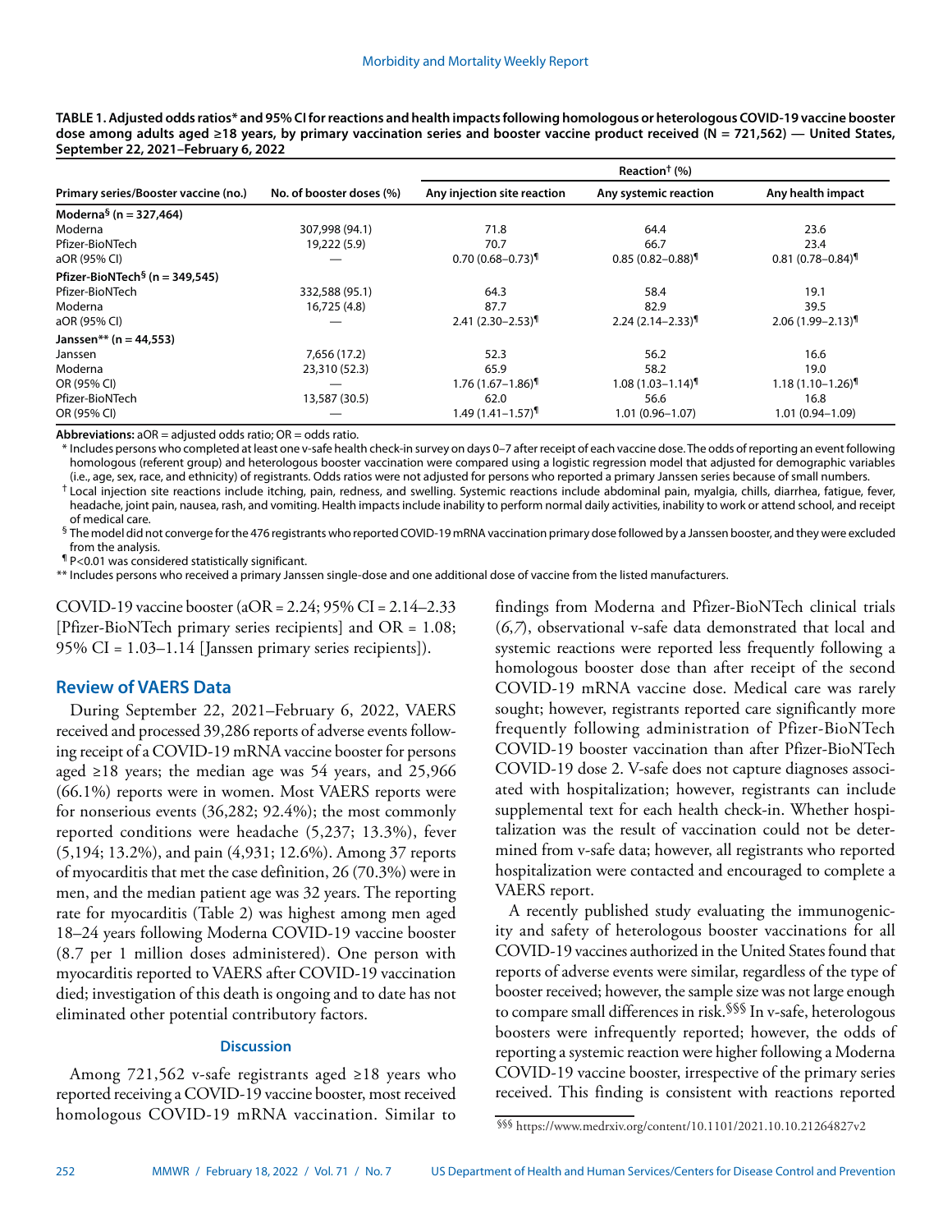**TABLE 1. Adjusted odds ratios* and 95% CI for reactions and health impacts following homologous or heterologous COVID-19 vaccine booster dose among adults aged ≥18 years, by primary vaccination series and booster vaccine product received (N = 721,562) — United States, September 22, 2021–February 6, 2022**

| Primary series/Booster vaccine (no.) | No. of booster doses (%) | Reaction† (%) | | |
|---|---|---|---|---|
| | | Any injection site reaction | Any systemic reaction | Any health impact |
| **Moderna§ (n = 327,464)** | | | | |
| Moderna | 307,998 (94.1) | 71.8 | 64.4 | 23.6 |
| Pfizer-BioNTech | 19,222 (5.9) | 70.7 | 66.7 | 23.4 |
| aOR (95% CI) | — | 0.70 (0.68–0.73)¶ | 0.85 (0.82–0.88)¶ | 0.81 (0.78–0.84)¶ |
| **Pfizer-BioNTech§ (n = 349,545)** | | | | |
| Pfizer-BioNTech | 332,588 (95.1) | 64.3 | 58.4 | 19.1 |
| Moderna | 16,725 (4.8) | 87.7 | 82.9 | 39.5 |
| aOR (95% CI) | — | 2.41 (2.30–2.53)¶ | 2.24 (2.14–2.33)¶ | 2.06 (1.99–2.13)¶ |
| **Janssen** (n = 44,553)** | | | | |
| Janssen | 7,656 (17.2) | 52.3 | 56.2 | 16.6 |
| Moderna | 23,310 (52.3) | 65.9 | 58.2 | 19.0 |
| OR (95% CI) | — | 1.76 (1.67–1.86)¶ | 1.08 (1.03–1.14)¶ | 1.18 (1.10–1.26)¶ |
| Pfizer-BioNTech | 13,587 (30.5) | 62.0 | 56.6 | 16.8 |
| OR (95% CI) | — | 1.49 (1.41–1.57)¶ | 1.01 (0.96–1.07) | 1.01 (0.94–1.09) |

**Abbreviations:** aOR = adjusted odds ratio; OR = odds ratio.

\* Includes persons who completed at least one v-safe health check-in survey on days 0–7 after receipt of each vaccine dose. The odds of reporting an event following homologous (referent group) and heterologous booster vaccination were compared using a logistic regression model that adjusted for demographic variables (i.e., age, sex, race, and ethnicity) of registrants. Odds ratios were not adjusted for persons who reported a primary Janssen series because of small numbers.

† Local injection site reactions include itching, pain, redness, and swelling. Systemic reactions include abdominal pain, myalgia, chills, diarrhea, fatigue, fever, headache, joint pain, nausea, rash, and vomiting. Health impacts include inability to perform normal daily activities, inability to work or attend school, and receipt of medical care.

§ The model did not converge for the 476 registrants who reported COVID-19 mRNA vaccination primary dose followed by a Janssen booster, and they were excluded from the analysis.

¶ P<0.01 was considered statistically significant.

** Includes persons who received a primary Janssen single-dose and one additional dose of vaccine from the listed manufacturers.

COVID-19 vaccine booster (aOR = 2.24; 95% CI = 2.14–2.33 [Pfizer-BioNTech primary series recipients] and OR = 1.08; 95% CI = 1.03–1.14 [Janssen primary series recipients]).

## Review of VAERS Data

During September 22, 2021–February 6, 2022, VAERS received and processed 39,286 reports of adverse events following receipt of a COVID-19 mRNA vaccine booster for persons aged ≥18 years; the median age was 54 years, and 25,966 (66.1%) reports were in women. Most VAERS reports were for nonserious events (36,282; 92.4%); the most commonly reported conditions were headache (5,237; 13.3%), fever (5,194; 13.2%), and pain (4,931; 12.6%). Among 37 reports of myocarditis that met the case definition, 26 (70.3%) were in men, and the median patient age was 32 years. The reporting rate for myocarditis (Table 2) was highest among men aged 18–24 years following Moderna COVID-19 vaccine booster (8.7 per 1 million doses administered). One person with myocarditis reported to VAERS after COVID-19 vaccination died; investigation of this death is ongoing and to date has not eliminated other potential contributory factors.

## Discussion

Among 721,562 v-safe registrants aged ≥18 years who reported receiving a COVID-19 vaccine booster, most received homologous COVID-19 mRNA vaccination. Similar to findings from Moderna and Pfizer-BioNTech clinical trials (*6*,*7*), observational v-safe data demonstrated that local and systemic reactions were reported less frequently following a homologous booster dose than after receipt of the second COVID-19 mRNA vaccine dose. Medical care was rarely sought; however, registrants reported care significantly more frequently following administration of Pfizer-BioNTech COVID-19 booster vaccination than after Pfizer-BioNTech COVID-19 dose 2. V-safe does not capture diagnoses associated with hospitalization; however, registrants can include supplemental text for each health check-in. Whether hospitalization was the result of vaccination could not be determined from v-safe data; however, all registrants who reported hospitalization were contacted and encouraged to complete a VAERS report.

A recently published study evaluating the immunogenicity and safety of heterologous booster vaccinations for all COVID-19 vaccines authorized in the United States found that reports of adverse events were similar, regardless of the type of booster received; however, the sample size was not large enough to compare small differences in risk.[§§§] In v-safe, heterologous boosters were infrequently reported; however, the odds of reporting a systemic reaction were higher following a Moderna COVID-19 vaccine booster, irrespective of the primary series received. This finding is consistent with reactions reported

§§§ https://www.medrxiv.org/content/10.1101/2021.10.10.21264827v2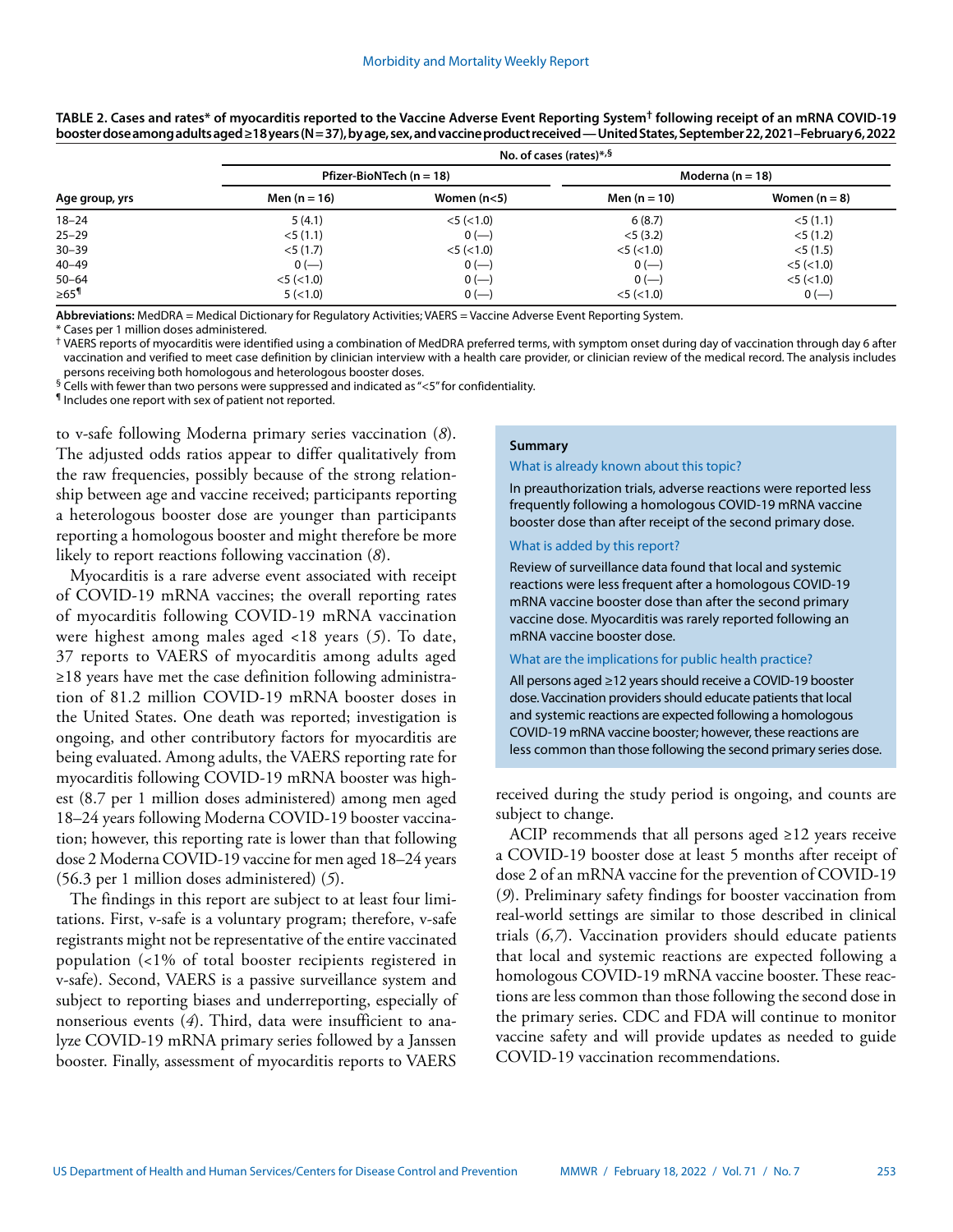**TABLE 2. Cases and rates* of myocarditis reported to the Vaccine Adverse Event Reporting System† following receipt of an mRNA COVID-19 booster dose among adults aged ≥18 years (N = 37), by age, sex, and vaccine product received — United States, September 22, 2021–February 6, 2022**

| Age group, yrs | No. of cases (rates)*,§ | | | |
|---|---|---|---|---|
| | Pfizer-BioNTech (n = 18) | | Moderna (n = 18) | |
| | Men (n = 16) | Women (n<5) | Men (n = 10) | Women (n = 8) |
| 18–24 | 5 (4.1) | <5 (<1.0) | 6 (8.7) | <5 (1.1) |
| 25–29 | <5 (1.1) | 0 (—) | <5 (3.2) | <5 (1.2) |
| 30–39 | <5 (1.7) | <5 (<1.0) | <5 (<1.0) | <5 (1.5) |
| 40–49 | 0 (—) | 0 (—) | 0 (—) | <5 (<1.0) |
| 50–64 | <5 (<1.0) | 0 (—) | 0 (—) | <5 (<1.0) |
| ≥65¶ | 5 (<1.0) | 0 (—) | <5 (<1.0) | 0 (—) |

**Abbreviations:** MedDRA = Medical Dictionary for Regulatory Activities; VAERS = Vaccine Adverse Event Reporting System.

* Cases per 1 million doses administered.

† VAERS reports of myocarditis were identified using a combination of MedDRA preferred terms, with symptom onset during day of vaccination through day 6 after vaccination and verified to meet case definition by clinician interview with a health care provider, or clinician review of the medical record. The analysis includes persons receiving both homologous and heterologous booster doses.

§ Cells with fewer than two persons were suppressed and indicated as "<5" for confidentiality.

¶ Includes one report with sex of patient not reported.

to v-safe following Moderna primary series vaccination (8). The adjusted odds ratios appear to differ qualitatively from the raw frequencies, possibly because of the strong relationship between age and vaccine received; participants reporting a heterologous booster dose are younger than participants reporting a homologous booster and might therefore be more likely to report reactions following vaccination (8).

Myocarditis is a rare adverse event associated with receipt of COVID-19 mRNA vaccines; the overall reporting rates of myocarditis following COVID-19 mRNA vaccination were highest among males aged <18 years (5). To date, 37 reports to VAERS of myocarditis among adults aged ≥18 years have met the case definition following administration of 81.2 million COVID-19 mRNA booster doses in the United States. One death was reported; investigation is ongoing, and other contributory factors for myocarditis are being evaluated. Among adults, the VAERS reporting rate for myocarditis following COVID-19 mRNA booster was highest (8.7 per 1 million doses administered) among men aged 18–24 years following Moderna COVID-19 booster vaccination; however, this reporting rate is lower than that following dose 2 Moderna COVID-19 vaccine for men aged 18–24 years (56.3 per 1 million doses administered) (5).

The findings in this report are subject to at least four limitations. First, v-safe is a voluntary program; therefore, v-safe registrants might not be representative of the entire vaccinated population (<1% of total booster recipients registered in v-safe). Second, VAERS is a passive surveillance system and subject to reporting biases and underreporting, especially of nonserious events (4). Third, data were insufficient to analyze COVID-19 mRNA primary series followed by a Janssen booster. Finally, assessment of myocarditis reports to VAERS received during the study period is ongoing, and counts are subject to change.

ACIP recommends that all persons aged ≥12 years receive a COVID-19 booster dose at least 5 months after receipt of dose 2 of an mRNA vaccine for the prevention of COVID-19 (9). Preliminary safety findings for booster vaccination from real-world settings are similar to those described in clinical trials (6,7). Vaccination providers should educate patients that local and systemic reactions are expected following a homologous COVID-19 mRNA vaccine booster. These reactions are less common than those following the second dose in the primary series. CDC and FDA will continue to monitor vaccine safety and will provide updates as needed to guide COVID-19 vaccination recommendations.

**Summary**

What is already known about this topic?

In preauthorization trials, adverse reactions were reported less frequently following a homologous COVID-19 mRNA vaccine booster dose than after receipt of the second primary dose.

What is added by this report?

Review of surveillance data found that local and systemic reactions were less frequent after a homologous COVID-19 mRNA vaccine booster dose than after the second primary vaccine dose. Myocarditis was rarely reported following an mRNA vaccine booster dose.

What are the implications for public health practice?

All persons aged ≥12 years should receive a COVID-19 booster dose. Vaccination providers should educate patients that local and systemic reactions are expected following a homologous COVID-19 mRNA vaccine booster; however, these reactions are less common than those following the second primary series dose.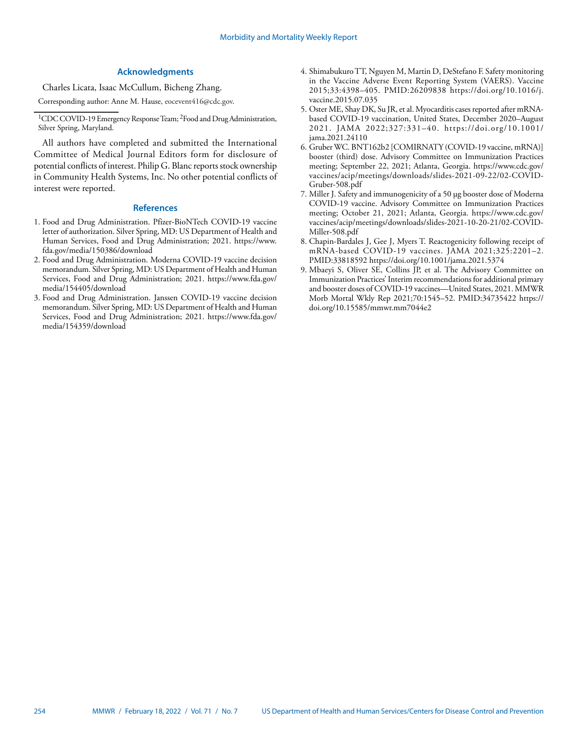## Acknowledgments

Charles Licata, Isaac McCullum, Bicheng Zhang.

Corresponding author: Anne M. Hause, eocevent416@cdc.gov.

[1]CDC COVID-19 Emergency Response Team; [2]Food and Drug Administration, Silver Spring, Maryland.

All authors have completed and submitted the International Committee of Medical Journal Editors form for disclosure of potential conflicts of interest. Philip G. Blanc reports stock ownership in Community Health Systems, Inc. No other potential conflicts of interest were reported.

## References

1. Food and Drug Administration. Pfizer-BioNTech COVID-19 vaccine letter of authorization. Silver Spring, MD: US Department of Health and Human Services, Food and Drug Administration; 2021. https://www.fda.gov/media/150386/download
2. Food and Drug Administration. Moderna COVID-19 vaccine decision memorandum. Silver Spring, MD: US Department of Health and Human Services, Food and Drug Administration; 2021. https://www.fda.gov/media/154405/download
3. Food and Drug Administration. Janssen COVID-19 vaccine decision memorandum. Silver Spring, MD: US Department of Health and Human Services, Food and Drug Administration; 2021. https://www.fda.gov/media/154359/download
4. Shimabukuro TT, Nguyen M, Martin D, DeStefano F. Safety monitoring in the Vaccine Adverse Event Reporting System (VAERS). Vaccine 2015;33:4398–405. PMID:26209838 https://doi.org/10.1016/j.vaccine.2015.07.035
5. Oster ME, Shay DK, Su JR, et al. Myocarditis cases reported after mRNA-based COVID-19 vaccination, United States, December 2020–August 2021. JAMA 2022;327:331–40. https://doi.org/10.1001/jama.2021.24110
6. Gruber WC. BNT162b2 [COMIRNATY (COVID-19 vaccine, mRNA)] booster (third) dose. Advisory Committee on Immunization Practices meeting; September 22, 2021; Atlanta, Georgia. https://www.cdc.gov/vaccines/acip/meetings/downloads/slides-2021-09-22/02-COVID-Gruber-508.pdf
7. Miller J. Safety and immunogenicity of a 50 µg booster dose of Moderna COVID-19 vaccine. Advisory Committee on Immunization Practices meeting; October 21, 2021; Atlanta, Georgia. https://www.cdc.gov/vaccines/acip/meetings/downloads/slides-2021-10-20-21/02-COVID-Miller-508.pdf
8. Chapin-Bardales J, Gee J, Myers T. Reactogenicity following receipt of mRNA-based COVID-19 vaccines. JAMA 2021;325:2201–2. PMID:33818592 https://doi.org/10.1001/jama.2021.5374
9. Mbaeyi S, Oliver SE, Collins JP, et al. The Advisory Committee on Immunization Practices' Interim recommendations for additional primary and booster doses of COVID-19 vaccines—United States, 2021. MMWR Morb Mortal Wkly Rep 2021;70:1545–52. PMID:34735422 https://doi.org/10.15585/mmwr.mm7044e2